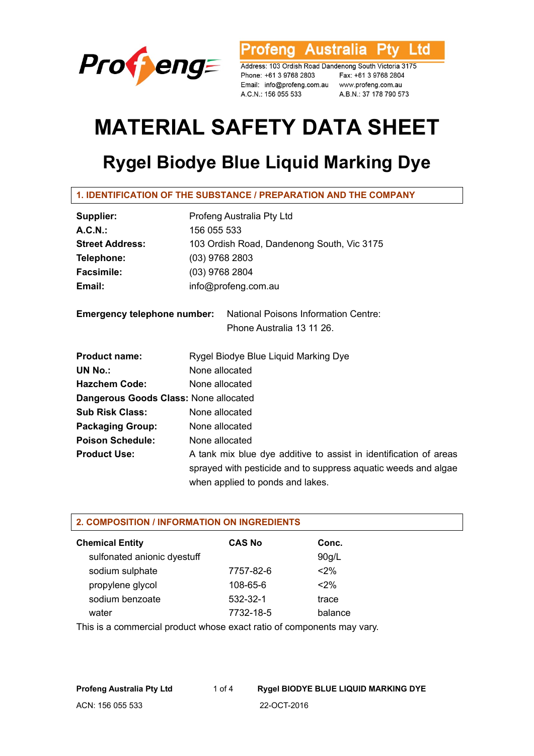Profeng Australia Pty Ltd

Address: 103 Ordish Road Dandenong South Victoria 3175
Phone: +61 3 9768 2803 Fax: +61 3 9768 2804
Email: info@profeng.com.au www.profeng.com.au
A.C.N.: 156 055 533 A.B.N.: 37 178 790 573

# MATERIAL SAFETY DATA SHEET

## Rygel Biodye Blue Liquid Marking Dye

### 1. IDENTIFICATION OF THE SUBSTANCE / PREPARATION AND THE COMPANY

**Supplier:** Profeng Australia Pty Ltd
**A.C.N.:** 156 055 533
**Street Address:** 103 Ordish Road, Dandenong South, Vic 3175
**Telephone:** (03) 9768 2803
**Facsimile:** (03) 9768 2804
**Email:** info@profeng.com.au

**Emergency telephone number:** National Poisons Information Centre: Phone Australia 13 11 26.

**Product name:** Rygel Biodye Blue Liquid Marking Dye
**UN No.:** None allocated
**Hazchem Code:** None allocated
**Dangerous Goods Class:** None allocated
**Sub Risk Class:** None allocated
**Packaging Group:** None allocated
**Poison Schedule:** None allocated
**Product Use:** A tank mix blue dye additive to assist in identification of areas sprayed with pesticide and to suppress aquatic weeds and algae when applied to ponds and lakes.

### 2. COMPOSITION / INFORMATION ON INGREDIENTS

| Chemical Entity | CAS No | Conc. |
|---|---|---|
| sulfonated anionic dyestuff | | 90g/L |
| sodium sulphate | 7757-82-6 | <2% |
| propylene glycol | 108-65-6 | <2% |
| sodium benzoate | 532-32-1 | trace |
| water | 7732-18-5 | balance |

This is a commercial product whose exact ratio of components may vary.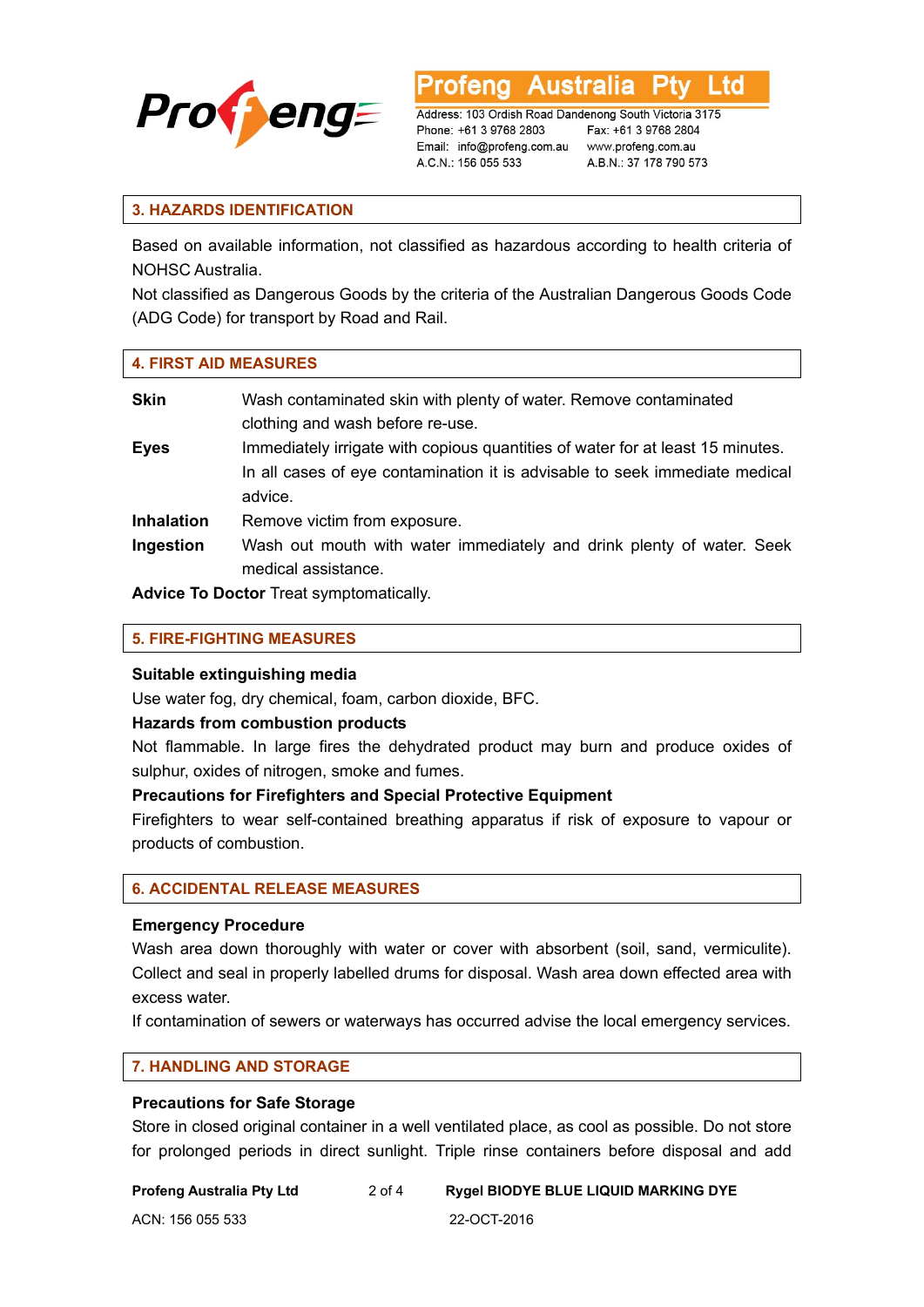## 3. HAZARDS IDENTIFICATION

Based on available information, not classified as hazardous according to health criteria of NOHSC Australia.

Not classified as Dangerous Goods by the criteria of the Australian Dangerous Goods Code (ADG Code) for transport by Road and Rail.

## 4. FIRST AID MEASURES

**Skin** Wash contaminated skin with plenty of water. Remove contaminated clothing and wash before re-use.

**Eyes** Immediately irrigate with copious quantities of water for at least 15 minutes. In all cases of eye contamination it is advisable to seek immediate medical advice.

**Inhalation** Remove victim from exposure.

**Ingestion** Wash out mouth with water immediately and drink plenty of water. Seek medical assistance.

**Advice To Doctor** Treat symptomatically.

## 5. FIRE-FIGHTING MEASURES

**Suitable extinguishing media**

Use water fog, dry chemical, foam, carbon dioxide, BFC.

**Hazards from combustion products**

Not flammable. In large fires the dehydrated product may burn and produce oxides of sulphur, oxides of nitrogen, smoke and fumes.

**Precautions for Firefighters and Special Protective Equipment**

Firefighters to wear self-contained breathing apparatus if risk of exposure to vapour or products of combustion.

## 6. ACCIDENTAL RELEASE MEASURES

**Emergency Procedure**

Wash area down thoroughly with water or cover with absorbent (soil, sand, vermiculite). Collect and seal in properly labelled drums for disposal. Wash area down effected area with excess water.

If contamination of sewers or waterways has occurred advise the local emergency services.

## 7. HANDLING AND STORAGE

**Precautions for Safe Storage**

Store in closed original container in a well ventilated place, as cool as possible. Do not store for prolonged periods in direct sunlight. Triple rinse containers before disposal and add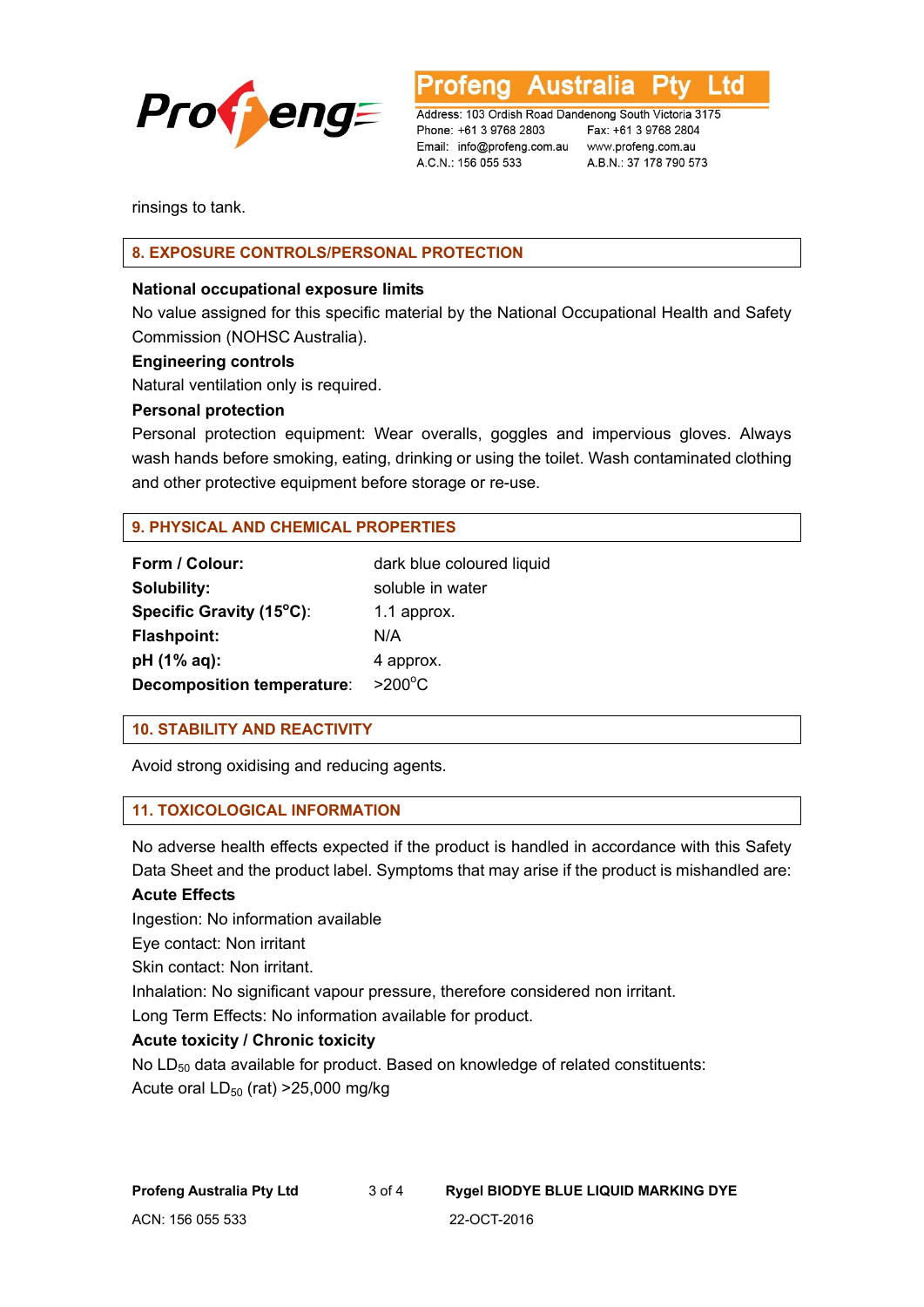rinsings to tank.

## 8. EXPOSURE CONTROLS/PERSONAL PROTECTION

**National occupational exposure limits**

No value assigned for this specific material by the National Occupational Health and Safety Commission (NOHSC Australia).

**Engineering controls**

Natural ventilation only is required.

**Personal protection**

Personal protection equipment: Wear overalls, goggles and impervious gloves. Always wash hands before smoking, eating, drinking or using the toilet. Wash contaminated clothing and other protective equipment before storage or re-use.

## 9. PHYSICAL AND CHEMICAL PROPERTIES

| | |
|---|---|
| **Form / Colour:** | dark blue coloured liquid |
| **Solubility:** | soluble in water |
| **Specific Gravity (15°C)**: | 1.1 approx. |
| **Flashpoint:** | N/A |
| **pH (1% aq):** | 4 approx. |
| **Decomposition temperature**: | >200°C |

## 10. STABILITY AND REACTIVITY

Avoid strong oxidising and reducing agents.

## 11. TOXICOLOGICAL INFORMATION

No adverse health effects expected if the product is handled in accordance with this Safety Data Sheet and the product label. Symptoms that may arise if the product is mishandled are:

**Acute Effects**

Ingestion: No information available

Eye contact: Non irritant

Skin contact: Non irritant.

Inhalation: No significant vapour pressure, therefore considered non irritant.

Long Term Effects: No information available for product.

**Acute toxicity / Chronic toxicity**

No $LD_{50}$ data available for product. Based on knowledge of related constituents:

Acute oral $LD_{50}$ (rat) >25,000 mg/kg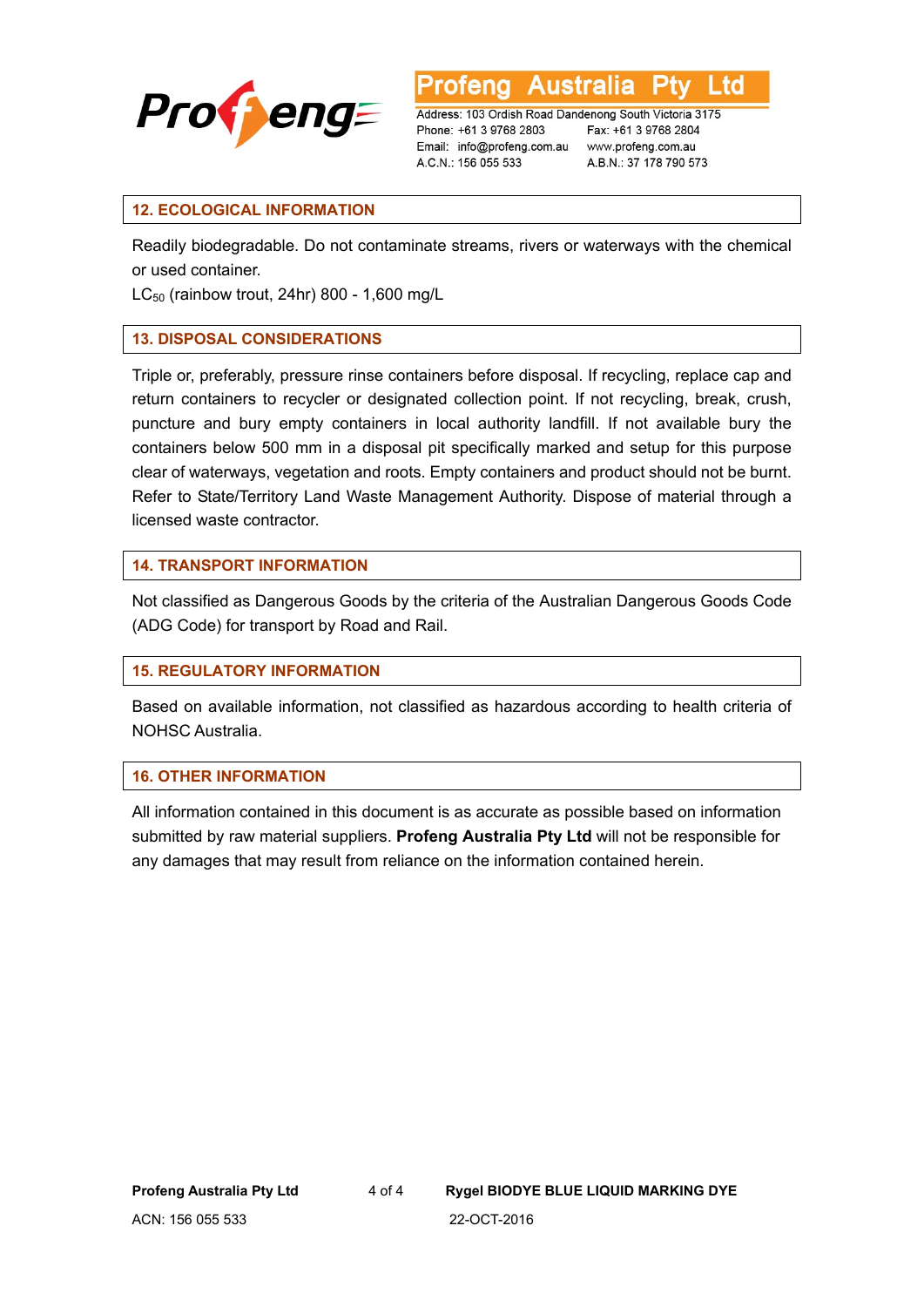## 12. ECOLOGICAL INFORMATION

Readily biodegradable. Do not contaminate streams, rivers or waterways with the chemical or used container.

$LC_{50}$ (rainbow trout, 24hr) 800 - 1,600 mg/L

## 13. DISPOSAL CONSIDERATIONS

Triple or, preferably, pressure rinse containers before disposal. If recycling, replace cap and return containers to recycler or designated collection point. If not recycling, break, crush, puncture and bury empty containers in local authority landfill. If not available bury the containers below 500 mm in a disposal pit specifically marked and setup for this purpose clear of waterways, vegetation and roots. Empty containers and product should not be burnt. Refer to State/Territory Land Waste Management Authority. Dispose of material through a licensed waste contractor.

## 14. TRANSPORT INFORMATION

Not classified as Dangerous Goods by the criteria of the Australian Dangerous Goods Code (ADG Code) for transport by Road and Rail.

## 15. REGULATORY INFORMATION

Based on available information, not classified as hazardous according to health criteria of NOHSC Australia.

## 16. OTHER INFORMATION

All information contained in this document is as accurate as possible based on information submitted by raw material suppliers. **Profeng Australia Pty Ltd** will not be responsible for any damages that may result from reliance on the information contained herein.